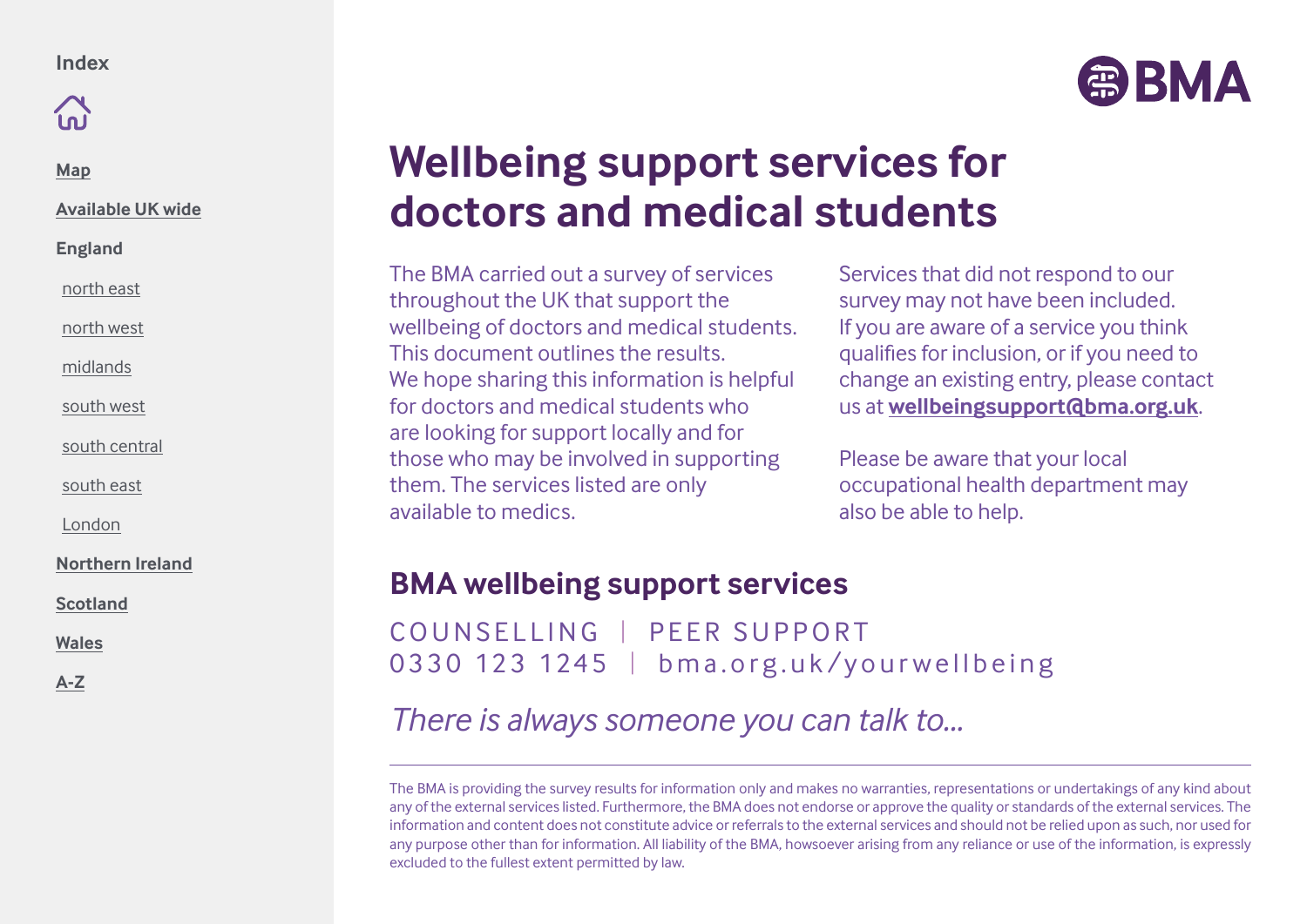Index

- Map
- Available UK wide
- England
  - north east
  - north west
  - midlands
  - south west
  - south central
  - south east
  - London
- Northern Ireland
- Scotland
- Wales
- A-Z

BMA

# Wellbeing support services for doctors and medical students

The BMA carried out a survey of services throughout the UK that support the wellbeing of doctors and medical students. This document outlines the results. We hope sharing this information is helpful for doctors and medical students who are looking for support locally and for those who may be involved in supporting them. The services listed are only available to medics.

Services that did not respond to our survey may not have been included. If you are aware of a service you think qualifies for inclusion, or if you need to change an existing entry, please contact us at **wellbeingsupport@bma.org.uk**.

Please be aware that your local occupational health department may also be able to help.

## BMA wellbeing support services

COUNSELLING | PEER SUPPORT
0330 123 1245 | bma.org.uk/yourwellbeing

*There is always someone you can talk to...*

---

The BMA is providing the survey results for information only and makes no warranties, representations or undertakings of any kind about any of the external services listed. Furthermore, the BMA does not endorse or approve the quality or standards of the external services. The information and content does not constitute advice or referrals to the external services and should not be relied upon as such, nor used for any purpose other than for information. All liability of the BMA, howsoever arising from any reliance or use of the information, is expressly excluded to the fullest extent permitted by law.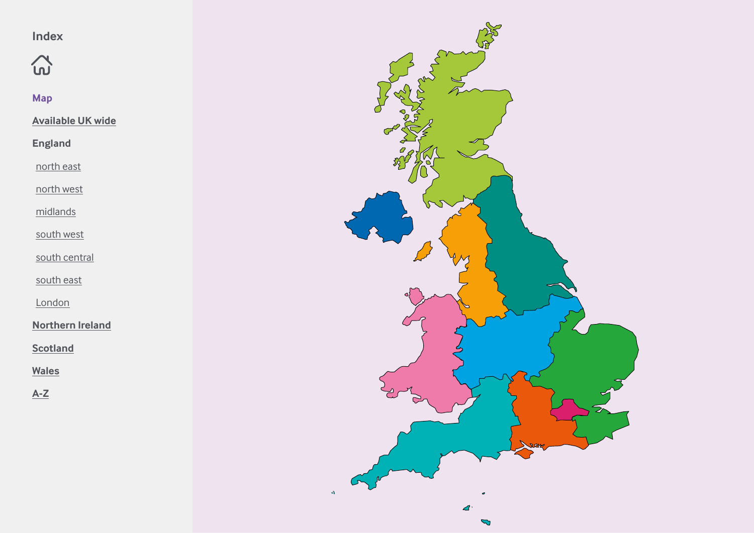# Index

Map

Available UK wide

England

- north east
- north west
- midlands
- south west
- south central
- south east
- London

Northern Ireland

Scotland

Wales

A-Z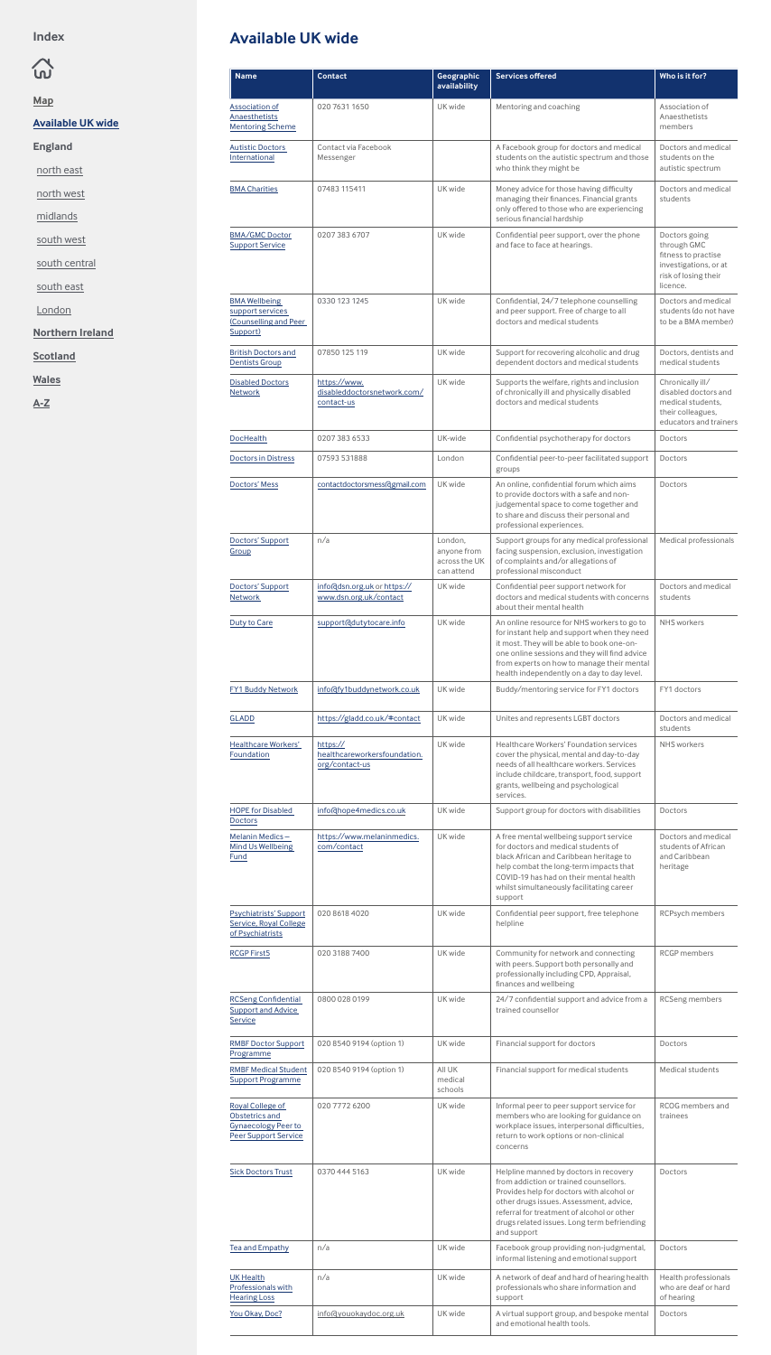## Index

[Map]

[Available UK wide]

England

- north east
- north west
- midlands
- south west
- south central
- south east
- London

[Northern Ireland]

[Scotland]

[Wales]

[A-Z]

# Available UK wide

| Name | Contact | Geographic availability | Services offered | Who is it for? |
|---|---|---|---|---|
| Association of Anaesthetists Mentoring Scheme | 020 7631 1650 | UK wide | Mentoring and coaching | Association of Anaesthetists members |
| Autistic Doctors International | Contact via Facebook Messenger | | A Facebook group for doctors and medical students on the autistic spectrum and those who think they might be | Doctors and medical students on the autistic spectrum |
| BMA Charities | 07483 115411 | UK wide | Money advice for those having difficulty managing their finances. Financial grants only offered to those who are experiencing serious financial hardship | Doctors and medical students |
| BMA/GMC Doctor Support Service | 0207 383 6707 | UK wide | Confidential peer support, over the phone and face to face at hearings. | Doctors going through GMC fitness to practise investigations, or at risk of losing their licence. |
| BMA Wellbeing support services (Counselling and Peer Support) | 0330 123 1245 | UK wide | Confidential, 24/7 telephone counselling and peer support. Free of charge to all doctors and medical students | Doctors and medical students (do not have to be a BMA member) |
| British Doctors and Dentists Group | 07850 125 119 | UK wide | Support for recovering alcoholic and drug dependent doctors and medical students | Doctors, dentists and medical students |
| Disabled Doctors Network | https://www.disableddoctorsnetwork.com/contact-us | UK wide | Supports the welfare, rights and inclusion of chronically ill and physically disabled doctors and medical students | Chronically ill/disabled doctors and medical students, their colleagues, educators and trainers |
| DocHealth | 0207 383 6533 | UK-wide | Confidential psychotherapy for doctors | Doctors |
| Doctors in Distress | 07593 531888 | London | Confidential peer-to-peer facilitated support groups | Doctors |
| Doctors' Mess | contactdoctorsmess@gmail.com | UK wide | An online, confidential forum which aims to provide doctors with a safe and non-judgemental space to come together and to share and discuss their personal and professional experiences. | Doctors |
| Doctors' Support Group | n/a | London, anyone from across the UK can attend | Support groups for any medical professional facing suspension, exclusion, investigation of complaints and/or allegations of professional misconduct | Medical professionals |
| Doctors' Support Network | info@dsn.org.uk or https://www.dsn.org.uk/contact | UK wide | Confidential peer support network for doctors and medical students with concerns about their mental health | Doctors and medical students |
| Duty to Care | support@dutytocare.info | UK wide | An online resource for NHS workers to go to for instant help and support when they need it most. They will be able to book one-on-one online sessions and they will find advice from experts on how to manage their mental health independently on a day to day level. | NHS workers |
| FY1 Buddy Network | info@fy1buddynetwork.co.uk | UK wide | Buddy/mentoring service for FY1 doctors | FY1 doctors |
| GLADD | https://gladd.co.uk/#contact | UK wide | Unites and represents LGBT doctors | Doctors and medical students |
| Healthcare Workers' Foundation | https://healthcareworkersfoundation.org/contact-us | UK wide | Healthcare Workers' Foundation services cover the physical, mental and day-to-day needs of all healthcare workers. Services include childcare, transport, food, support grants, wellbeing and psychological services. | NHS workers |
| HOPE for Disabled Doctors | info@hope4medics.co.uk | UK wide | Support group for doctors with disabilities | Doctors |
| Melanin Medics – Mind Us Wellbeing Fund | https://www.melaninmedics.com/contact | UK wide | A free mental wellbeing support service for doctors and medical students of black African and Caribbean heritage to help combat the long-term impacts that COVID-19 has had on their mental health whilst simultaneously facilitating career support | Doctors and medical students of African and Caribbean heritage |
| Psychiatrists' Support Service, Royal College of Psychiatrists | 020 8618 4020 | UK wide | Confidential peer support, free telephone helpline | RCPsych members |
| RCGP First5 | 020 3188 7400 | UK wide | Community for network and connecting with peers. Support both personally and professionally including CPD, Appraisal, finances and wellbeing | RCGP members |
| RCSeng Confidential Support and Advice Service | 0800 028 0199 | UK wide | 24/7 confidential support and advice from a trained counsellor | RCSeng members |
| RMBF Doctor Support Programme | 020 8540 9194 (option 1) | UK wide | Financial support for doctors | Doctors |
| RMBF Medical Student Support Programme | 020 8540 9194 (option 1) | All UK medical schools | Financial support for medical students | Medical students |
| Royal College of Obstetrics and Gynaecology Peer to Peer Support Service | 020 7772 6200 | UK wide | Informal peer to peer support service for members who are looking for guidance on workplace issues, interpersonal difficulties, return to work options or non-clinical concerns | RCOG members and trainees |
| Sick Doctors Trust | 0370 444 5163 | UK wide | Helpline manned by doctors in recovery from addiction or trained counsellors. Provides help for doctors with alcohol or other drugs issues. Assessment, advice, referral for treatment of alcohol or other drugs related issues. Long term befriending and support | Doctors |
| Tea and Empathy | n/a | UK wide | Facebook group providing non-judgmental, informal listening and emotional support | Doctors |
| UK Health Professionals with Hearing Loss | n/a | UK wide | A network of deaf and hard of hearing health professionals who share information and support | Health professionals who are deaf or hard of hearing |
| You Okay, Doc? | info@youokaydoc.org.uk | UK wide | A virtual support group, and bespoke mental and emotional health tools. | Doctors |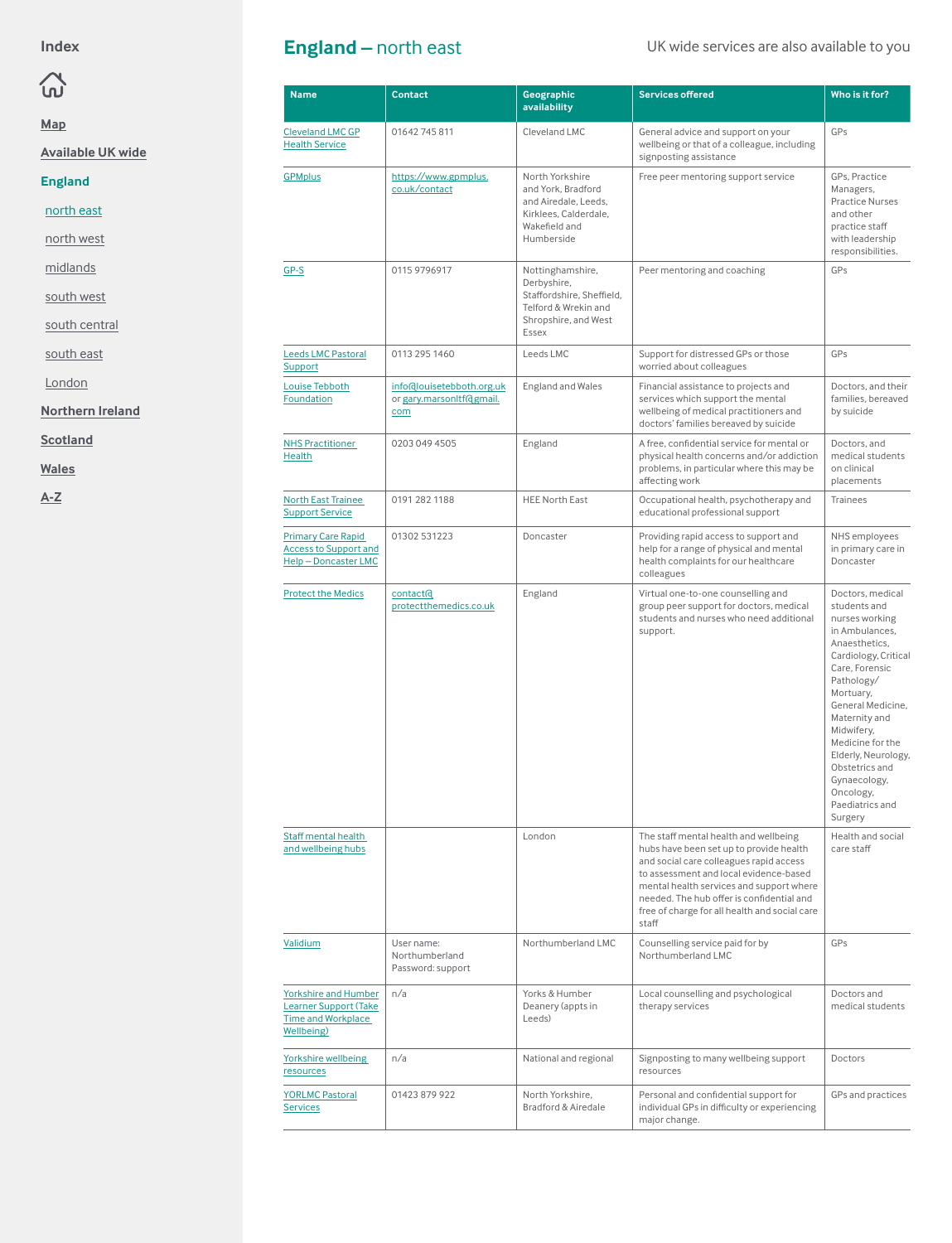Index

Map

Available UK wide

England

north east

north west

midlands

south west

south central

south east

London

Northern Ireland

Scotland

Wales

A-Z

# England – north east

UK wide services are also available to you

| Name | Contact | Geographic availability | Services offered | Who is it for? |
|---|---|---|---|---|
| Cleveland LMC GP Health Service | 01642 745 811 | Cleveland LMC | General advice and support on your wellbeing or that of a colleague, including signposting assistance | GPs |
| GPMplus | https://www.gpmplus.co.uk/contact | North Yorkshire and York, Bradford and Airedale, Leeds, Kirklees, Calderdale, Wakefield and Humberside | Free peer mentoring support service | GPs, Practice Managers, Practice Nurses and other practice staff with leadership responsibilities. |
| GP-S | 0115 9796917 | Nottinghamshire, Derbyshire, Staffordshire, Sheffield, Telford & Wrekin and Shropshire, and West Essex | Peer mentoring and coaching | GPs |
| Leeds LMC Pastoral Support | 0113 295 1460 | Leeds LMC | Support for distressed GPs or those worried about colleagues | GPs |
| Louise Tebboth Foundation | info@louisetebboth.org.uk or gary.marsonltf@gmail.com | England and Wales | Financial assistance to projects and services which support the mental wellbeing of medical practitioners and doctors' families bereaved by suicide | Doctors, and their families, bereaved by suicide |
| NHS Practitioner Health | 0203 049 4505 | England | A free, confidential service for mental or physical health concerns and/or addiction problems, in particular where this may be affecting work | Doctors, and medical students on clinical placements |
| North East Trainee Support Service | 0191 282 1188 | HEE North East | Occupational health, psychotherapy and educational professional support | Trainees |
| Primary Care Rapid Access to Support and Help – Doncaster LMC | 01302 531223 | Doncaster | Providing rapid access to support and help for a range of physical and mental health complaints for our healthcare colleagues | NHS employees in primary care in Doncaster |
| Protect the Medics | contact@protectthemedics.co.uk | England | Virtual one-to-one counselling and group peer support for doctors, medical students and nurses who need additional support. | Doctors, medical students and nurses working in Ambulances, Anaesthetics, Cardiology, Critical Care, Forensic Pathology/Mortuary, General Medicine, Maternity and Midwifery, Medicine for the Elderly, Neurology, Obstetrics and Gynaecology, Oncology, Paediatrics and Surgery |
| Staff mental health and wellbeing hubs | | London | The staff mental health and wellbeing hubs have been set up to provide health and social care colleagues rapid access to assessment and local evidence-based mental health services and support where needed. The hub offer is confidential and free of charge for all health and social care staff | Health and social care staff |
| Validium | User name: Northumberland Password: support | Northumberland LMC | Counselling service paid for by Northumberland LMC | GPs |
| Yorkshire and Humber Learner Support (Take Time and Workplace Wellbeing) | n/a | Yorks & Humber Deanery (appts in Leeds) | Local counselling and psychological therapy services | Doctors and medical students |
| Yorkshire wellbeing resources | n/a | National and regional | Signposting to many wellbeing support resources | Doctors |
| YORLMC Pastoral Services | 01423 879 922 | North Yorkshire, Bradford & Airedale | Personal and confidential support for individual GPs in difficulty or experiencing major change. | GPs and practices |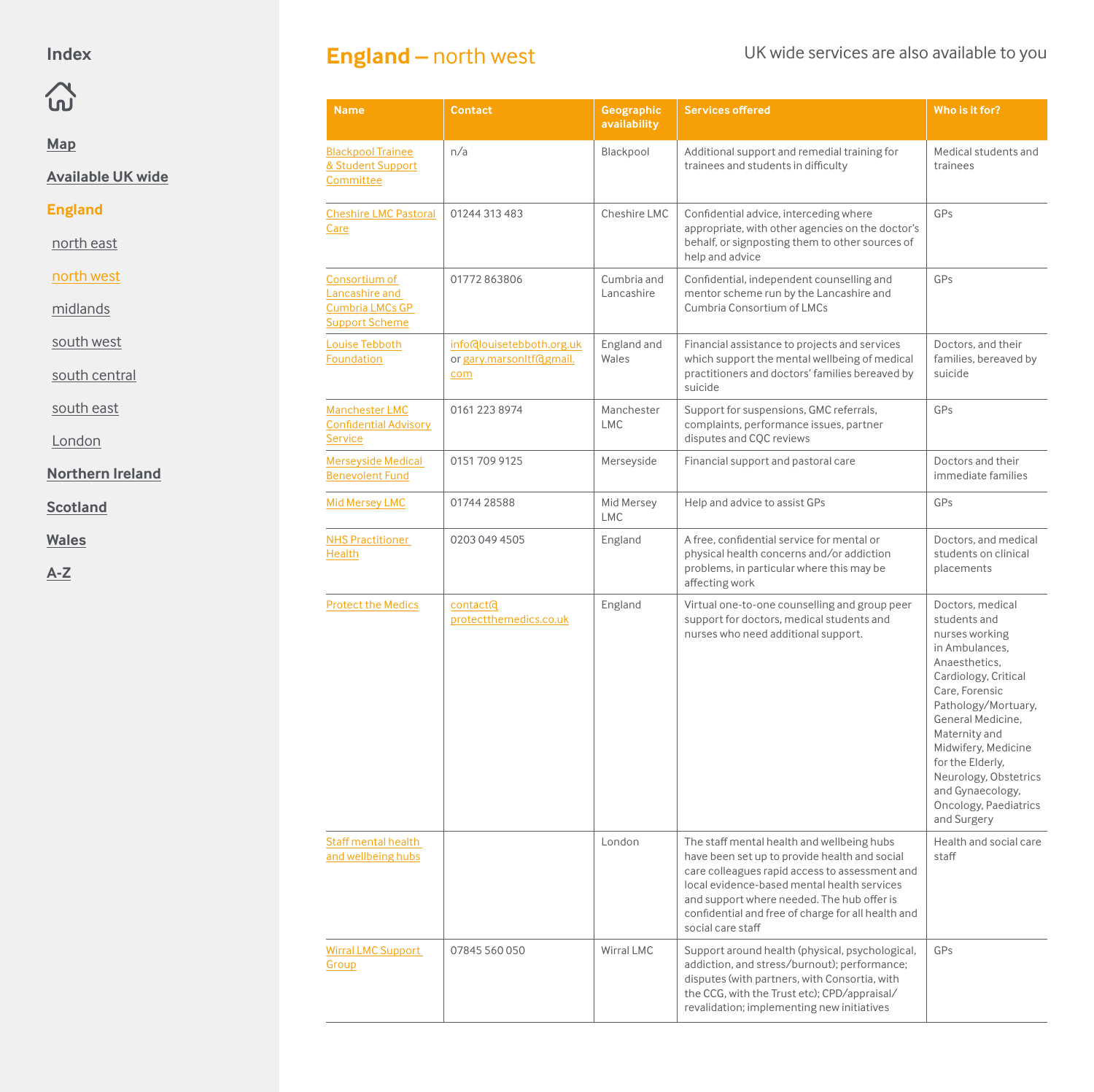Index

Map

Available UK wide

England

north east

north west

midlands

south west

south central

south east

London

Northern Ireland

Scotland

Wales

A-Z

# England – north west

UK wide services are also available to you

| Name | Contact | Geographic availability | Services offered | Who is it for? |
|---|---|---|---|---|
| Blackpool Trainee & Student Support Committee | n/a | Blackpool | Additional support and remedial training for trainees and students in difficulty | Medical students and trainees |
| Cheshire LMC Pastoral Care | 01244 313 483 | Cheshire LMC | Confidential advice, interceding where appropriate, with other agencies on the doctor's behalf, or signposting them to other sources of help and advice | GPs |
| Consortium of Lancashire and Cumbria LMCs GP Support Scheme | 01772 863806 | Cumbria and Lancashire | Confidential, independent counselling and mentor scheme run by the Lancashire and Cumbria Consortium of LMCs | GPs |
| Louise Tebboth Foundation | info@louisetebboth.org.uk or gary.marsonltf@gmail.com | England and Wales | Financial assistance to projects and services which support the mental wellbeing of medical practitioners and doctors' families bereaved by suicide | Doctors, and their families, bereaved by suicide |
| Manchester LMC Confidential Advisory Service | 0161 223 8974 | Manchester LMC | Support for suspensions, GMC referrals, complaints, performance issues, partner disputes and CQC reviews | GPs |
| Merseyside Medical Benevolent Fund | 0151 709 9125 | Merseyside | Financial support and pastoral care | Doctors and their immediate families |
| Mid Mersey LMC | 01744 28588 | Mid Mersey LMC | Help and advice to assist GPs | GPs |
| NHS Practitioner Health | 0203 049 4505 | England | A free, confidential service for mental or physical health concerns and/or addiction problems, in particular where this may be affecting work | Doctors, and medical students on clinical placements |
| Protect the Medics | contact@protectthemedics.co.uk | England | Virtual one-to-one counselling and group peer support for doctors, medical students and nurses who need additional support. | Doctors, medical students and nurses working in Ambulances, Anaesthetics, Cardiology, Critical Care, Forensic Pathology/Mortuary, General Medicine, Maternity and Midwifery, Medicine for the Elderly, Neurology, Obstetrics and Gynaecology, Oncology, Paediatrics and Surgery |
| Staff mental health and wellbeing hubs | | London | The staff mental health and wellbeing hubs have been set up to provide health and social care colleagues rapid access to assessment and local evidence-based mental health services and support where needed. The hub offer is confidential and free of charge for all health and social care staff | Health and social care staff |
| Wirral LMC Support Group | 07845 560 050 | Wirral LMC | Support around health (physical, psychological, addiction, and stress/burnout); performance; disputes (with partners, with Consortia, with the CCG, with the Trust etc); CPD/appraisal/revalidation; implementing new initiatives | GPs |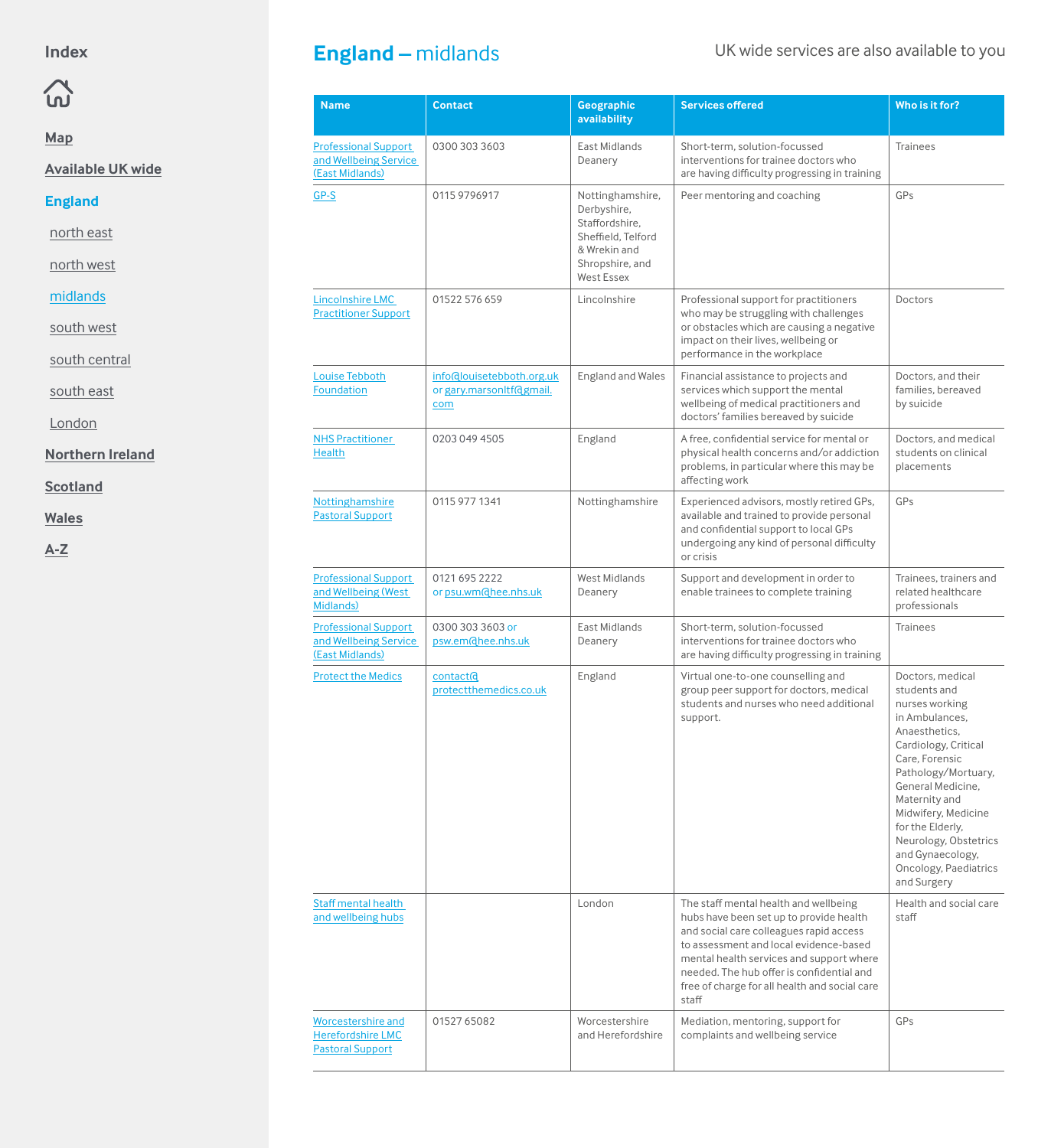Index

Map

Available UK wide

England

north east

north west

midlands

south west

south central

south east

London

Northern Ireland

Scotland

Wales

A-Z

# England — midlands

UK wide services are also available to you

| Name | Contact | Geographic availability | Services offered | Who is it for? |
|---|---|---|---|---|
| Professional Support and Wellbeing Service (East Midlands) | 0300 303 3603 | East Midlands Deanery | Short-term, solution-focussed interventions for trainee doctors who are having difficulty progressing in training | Trainees |
| GP-S | 0115 9796917 | Nottinghamshire, Derbyshire, Staffordshire, Sheffield, Telford & Wrekin and Shropshire, and West Essex | Peer mentoring and coaching | GPs |
| Lincolnshire LMC Practitioner Support | 01522 576 659 | Lincolnshire | Professional support for practitioners who may be struggling with challenges or obstacles which are causing a negative impact on their lives, wellbeing or performance in the workplace | Doctors |
| Louise Tebboth Foundation | info@louisetebboth.org.uk or gary.marsonltf@gmail.com | England and Wales | Financial assistance to projects and services which support the mental wellbeing of medical practitioners and doctors' families bereaved by suicide | Doctors, and their families, bereaved by suicide |
| NHS Practitioner Health | 0203 049 4505 | England | A free, confidential service for mental or physical health concerns and/or addiction problems, in particular where this may be affecting work | Doctors, and medical students on clinical placements |
| Nottinghamshire Pastoral Support | 0115 977 1341 | Nottinghamshire | Experienced advisors, mostly retired GPs, available and trained to provide personal and confidential support to local GPs undergoing any kind of personal difficulty or crisis | GPs |
| Professional Support and Wellbeing (West Midlands) | 0121 695 2222 or psu.wm@hee.nhs.uk | West Midlands Deanery | Support and development in order to enable trainees to complete training | Trainees, trainers and related healthcare professionals |
| Professional Support and Wellbeing Service (East Midlands) | 0300 303 3603 or psw.em@hee.nhs.uk | East Midlands Deanery | Short-term, solution-focussed interventions for trainee doctors who are having difficulty progressing in training | Trainees |
| Protect the Medics | contact@protectthemedics.co.uk | England | Virtual one-to-one counselling and group peer support for doctors, medical students and nurses who need additional support. | Doctors, medical students and nurses working in Ambulances, Anaesthetics, Cardiology, Critical Care, Forensic Pathology/Mortuary, General Medicine, Maternity and Midwifery, Medicine for the Elderly, Neurology, Obstetrics and Gynaecology, Oncology, Paediatrics and Surgery |
| Staff mental health and wellbeing hubs | | London | The staff mental health and wellbeing hubs have been set up to provide health and social care colleagues rapid access to assessment and local evidence-based mental health services and support where needed. The hub offer is confidential and free of charge for all health and social care staff | Health and social care staff |
| Worcestershire and Herefordshire LMC Pastoral Support | 01527 65082 | Worcestershire and Herefordshire | Mediation, mentoring, support for complaints and wellbeing service | GPs |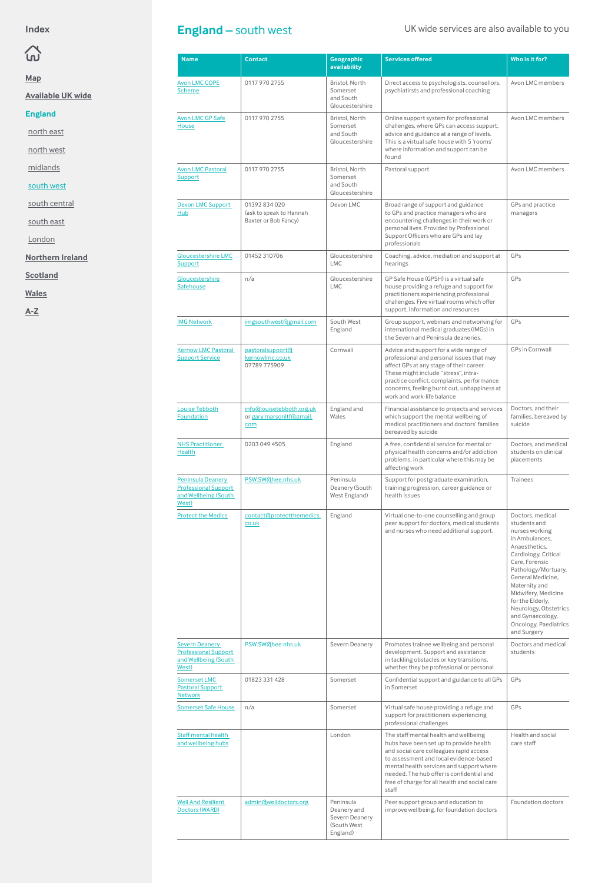# England – south west

UK wide services are also available to you

| Name | Contact | Geographic availability | Services offered | Who is it for? |
|---|---|---|---|---|
| Avon LMC COPE Scheme | 0117 970 2755 | Bristol, North Somerset and South Gloucestershire | Direct access to psychologists, counsellors, psychiatirsts and professional coaching | Avon LMC members |
| Avon LMC GP Safe House | 0117 970 2755 | Bristol, North Somerset and South Gloucestershire | Online support system for professional challenges, where GPs can access support, advice and guidance at a range of levels. This is a virtual safe house with 5 'rooms' where information and support can be found | Avon LMC members |
| Avon LMC Pastoral Support | 0117 970 2755 | Bristol, North Somerset and South Gloucestershire | Pastoral support | Avon LMC members |
| Devon LMC Support Hub | 01392 834 020 (ask to speak to Hannah Baxter or Bob Fancy) | Devon LMC | Broad range of support and guidance to GPs and practice managers who are encountering challenges in their work or personal lives. Provided by Professional Support Officers who are GPs and lay professionals | GPs and practice managers |
| Gloucestershire LMC Support | 01452 310706 | Gloucestershire LMC | Coaching, advice, mediation and support at hearings | GPs |
| Gloucestershire Safehouse | n/a | Gloucestershire LMC | GP Safe House (GPSH) is a virtual safe house providing a refuge and support for practitioners experiencing professional challenges. Five virtual rooms which offer support, information and resources | GPs |
| IMG Network | imgsouthwest@gmail.com | South West England | Group support, webinars and networking for international medical graduates (IMGs) in the Severn and Peninsula deaneries. | GPs |
| Kernow LMC Pastoral Support Service | pastoralsupport@kernowlmc.co.uk 07789 775909 | Cornwall | Advice and support for a wide range of professional and personal issues that may affect GPs at any stage of their career. These might include "stress", intra-practice conflict, complaints, performance concerns, feeling burnt out, unhappiness at work and work-life balance | GPs in Cornwall |
| Louise Tebboth Foundation | info@louisetebboth.org.uk or gary.marsonltf@gmail.com | England and Wales | Financial assistance to projects and services which support the mental wellbeing of medical practitioners and doctors' families bereaved by suicide | Doctors, and their families, bereaved by suicide |
| NHS Practitioner Health | 0203 049 4505 | England | A free, confidential service for mental or physical health concerns and/or addiction problems, in particular where this may be affecting work | Doctors, and medical students on clinical placements |
| Peninsula Deanery Professional Support and Wellbeing (South West) | PSW.SW@hee.nhs.uk | Peninsula Deanery (South West England) | Support for postgraduate examination, training progression, career guidance or health issues | Trainees |
| Protect the Medics | contact@protectthemedics.co.uk | England | Virtual one-to-one counselling and group peer support for doctors, medical students and nurses who need additional support. | Doctors, medical students and nurses working in Ambulances, Anaesthetics, Cardiology, Critical Care, Forensic Pathology/Mortuary, General Medicine, Maternity and Midwifery, Medicine for the Elderly, Neurology, Obstetrics and Gynaecology, Oncology, Paediatrics and Surgery |
| Severn Deanery Professional Support and Wellbeing (South West) | PSW.SW@hee.nhs.uk | Severn Deanery | Promotes trainee wellbeing and personal development. Support and assistance in tackling obstacles or key transitions, whether they be professional or personal | Doctors and medical students |
| Somerset LMC Pastoral Support Network | 01823 331 428 | Somerset | Confidential support and guidance to all GPs in Somerset | GPs |
| Somerset Safe House | n/a | Somerset | Virtual safe house providing a refuge and support for practitioners experiencing professional challenges | GPs |
| Staff mental health and wellbeing hubs | | London | The staff mental health and wellbeing hubs have been set up to provide health and social care colleagues rapid access to assessment and local evidence-based mental health services and support where needed. The hub offer is confidential and free of charge for all health and social care staff | Health and social care staff |
| Well And Resilient Doctors (WARD) | admin@welldoctors.org | Peninsula Deanery and Severn Deanery (South West England) | Peer support group and education to improve wellbeing, for foundation doctors | Foundation doctors |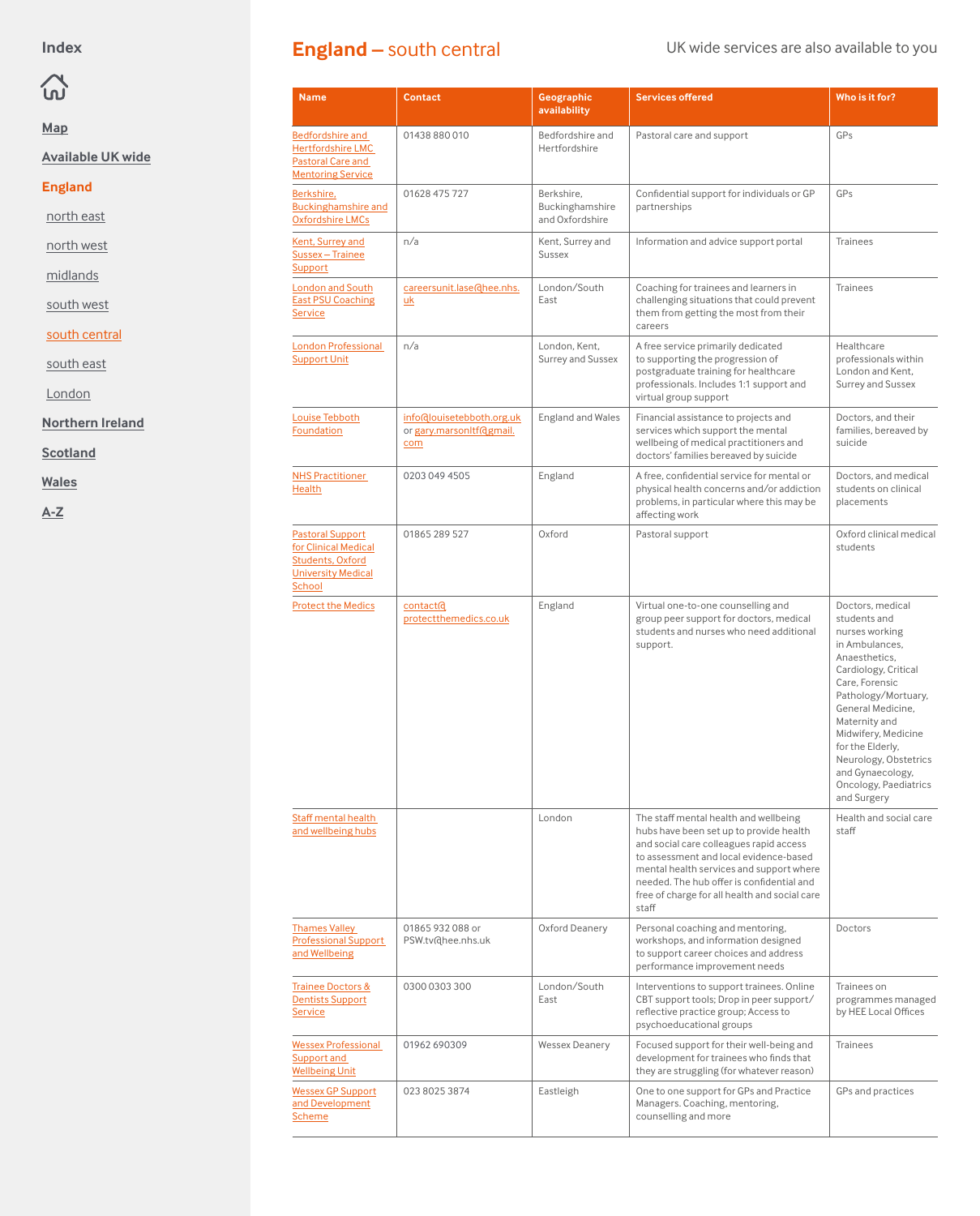Index

Map

Available UK wide

England

- north east
- north west
- midlands
- south west
- south central
- south east
- London

Northern Ireland

Scotland

Wales

A-Z

# England – south central

UK wide services are also available to you

| Name | Contact | Geographic availability | Services offered | Who is it for? |
|---|---|---|---|---|
| Bedfordshire and Hertfordshire LMC Pastoral Care and Mentoring Service | 01438 880 010 | Bedfordshire and Hertfordshire | Pastoral care and support | GPs |
| Berkshire, Buckinghamshire and Oxfordshire LMCs | 01628 475 727 | Berkshire, Buckinghamshire and Oxfordshire | Confidential support for individuals or GP partnerships | GPs |
| Kent, Surrey and Sussex – Trainee Support | n/a | Kent, Surrey and Sussex | Information and advice support portal | Trainees |
| London and South East PSU Coaching Service | careersunit.lase@hee.nhs.uk | London/South East | Coaching for trainees and learners in challenging situations that could prevent them from getting the most from their careers | Trainees |
| London Professional Support Unit | n/a | London, Kent, Surrey and Sussex | A free service primarily dedicated to supporting the progression of postgraduate training for healthcare professionals. Includes 1:1 support and virtual group support | Healthcare professionals within London and Kent, Surrey and Sussex |
| Louise Tebboth Foundation | info@louisetebboth.org.uk or gary.marsonltf@gmail.com | England and Wales | Financial assistance to projects and services which support the mental wellbeing of medical practitioners and doctors' families bereaved by suicide | Doctors, and their families, bereaved by suicide |
| NHS Practitioner Health | 0203 049 4505 | England | A free, confidential service for mental or physical health concerns and/or addiction problems, in particular where this may be affecting work | Doctors, and medical students on clinical placements |
| Pastoral Support for Clinical Medical Students, Oxford University Medical School | 01865 289 527 | Oxford | Pastoral support | Oxford clinical medical students |
| Protect the Medics | contact@protectthemedics.co.uk | England | Virtual one-to-one counselling and group peer support for doctors, medical students and nurses who need additional support. | Doctors, medical students and nurses working in Ambulances, Anaesthetics, Cardiology, Critical Care, Forensic Pathology/Mortuary, General Medicine, Maternity and Midwifery, Medicine for the Elderly, Neurology, Obstetrics and Gynaecology, Oncology, Paediatrics and Surgery |
| Staff mental health and wellbeing hubs | | London | The staff mental health and wellbeing hubs have been set up to provide health and social care colleagues rapid access to assessment and local evidence-based mental health services and support where needed. The hub offer is confidential and free of charge for all health and social care staff | Health and social care staff |
| Thames Valley Professional Support and Wellbeing | 01865 932 088 or PSW.tv@hee.nhs.uk | Oxford Deanery | Personal coaching and mentoring, workshops, and information designed to support career choices and address performance improvement needs | Doctors |
| Trainee Doctors & Dentists Support Service | 0300 0303 300 | London/South East | Interventions to support trainees. Online CBT support tools; Drop in peer support/reflective practice group; Access to psychoeducational groups | Trainees on programmes managed by HEE Local Offices |
| Wessex Professional Support and Wellbeing Unit | 01962 690309 | Wessex Deanery | Focused support for their well-being and development for trainees who finds that they are struggling (for whatever reason) | Trainees |
| Wessex GP Support and Development Scheme | 023 8025 3874 | Eastleigh | One to one support for GPs and Practice Managers. Coaching, mentoring, counselling and more | GPs and practices |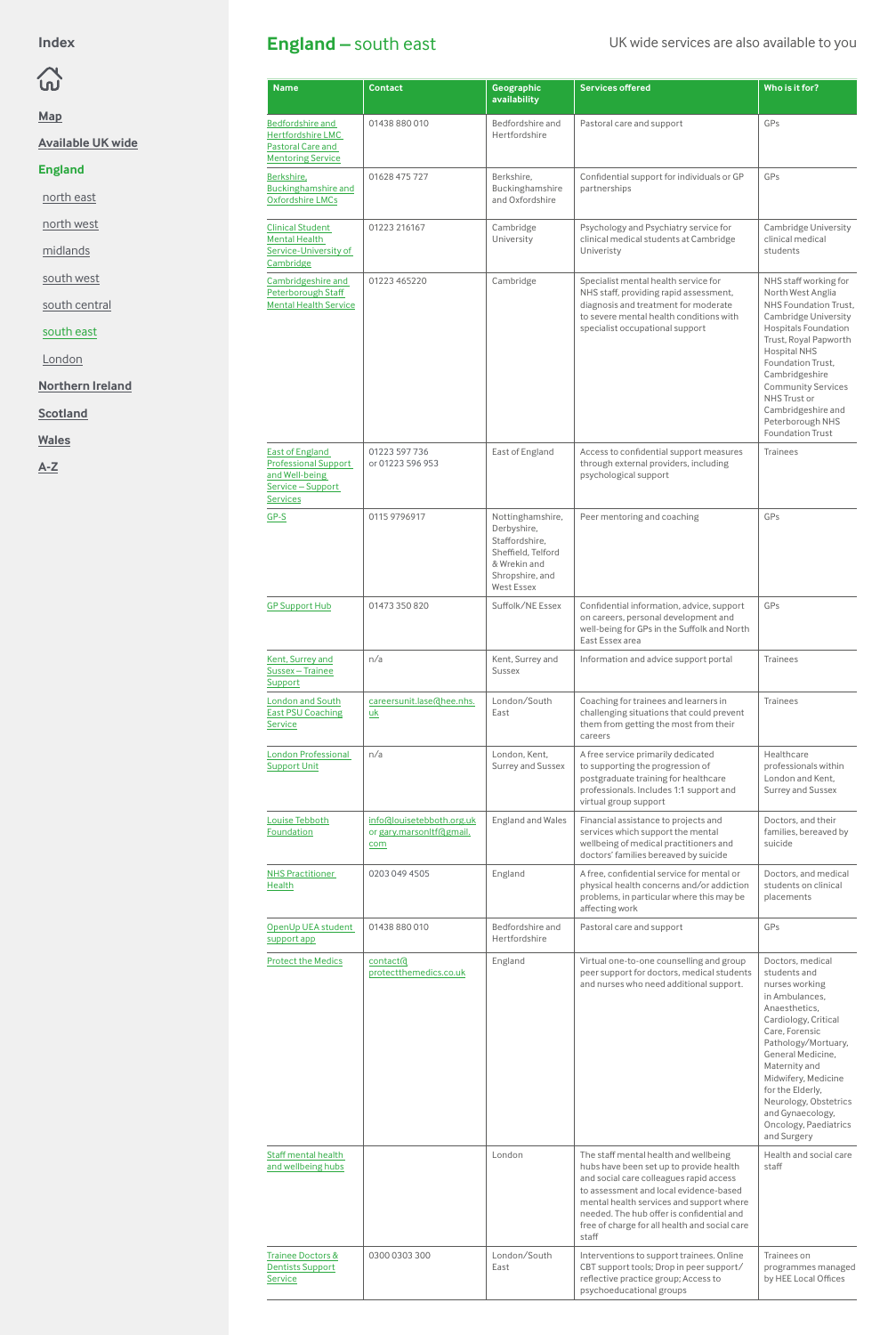Index

- Map
- Available UK wide
- England
  - north east
  - north west
  - midlands
  - south west
  - south central
  - south east
  - London
- Northern Ireland
- Scotland
- Wales
- A-Z

# England – south east

UK wide services are also available to you

| Name | Contact | Geographic availability | Services offered | Who is it for? |
|---|---|---|---|---|
| Bedfordshire and Hertfordshire LMC Pastoral Care and Mentoring Service | 01438 880 010 | Bedfordshire and Hertfordshire | Pastoral care and support | GPs |
| Berkshire, Buckinghamshire and Oxfordshire LMCs | 01628 475 727 | Berkshire, Buckinghamshire and Oxfordshire | Confidential support for individuals or GP partnerships | GPs |
| Clinical Student Mental Health Service-University of Cambridge | 01223 216167 | Cambridge University | Psychology and Psychiatry service for clinical medical students at Cambridge Univeristy | Cambridge University clinical medical students |
| Cambridgeshire and Peterborough Staff Mental Health Service | 01223 465220 | Cambridge | Specialist mental health service for NHS staff, providing rapid assessment, diagnosis and treatment for moderate to severe mental health conditions with specialist occupational support | NHS staff working for North West Anglia NHS Foundation Trust, Cambridge University Hospitals Foundation Trust, Royal Papworth Hospital NHS Foundation Trust, Cambridgeshire Community Services NHS Trust or Cambridgeshire and Peterborough NHS Foundation Trust |
| East of England Professional Support and Well-being Service – Support Services | 01223 597 736 or 01223 596 953 | East of England | Access to confidential support measures through external providers, including psychological support | Trainees |
| GP-S | 0115 9796917 | Nottinghamshire, Derbyshire, Staffordshire, Sheffield, Telford & Wrekin and Shropshire, and West Essex | Peer mentoring and coaching | GPs |
| GP Support Hub | 01473 350 820 | Suffolk/NE Essex | Confidential information, advice, support on careers, personal development and well-being for GPs in the Suffolk and North East Essex area | GPs |
| Kent, Surrey and Sussex – Trainee Support | n/a | Kent, Surrey and Sussex | Information and advice support portal | Trainees |
| London and South East PSU Coaching Service | careersunit.lase@hee.nhs.uk | London/South East | Coaching for trainees and learners in challenging situations that could prevent them from getting the most from their careers | Trainees |
| London Professional Support Unit | n/a | London, Kent, Surrey and Sussex | A free service primarily dedicated to supporting the progression of postgraduate training for healthcare professionals. Includes 1:1 support and virtual group support | Healthcare professionals within London and Kent, Surrey and Sussex |
| Louise Tebboth Foundation | info@louisetebboth.org.uk or gary.marsonltf@gmail.com | England and Wales | Financial assistance to projects and services which support the mental wellbeing of medical practitioners and doctors' families bereaved by suicide | Doctors, and their families, bereaved by suicide |
| NHS Practitioner Health | 0203 049 4505 | England | A free, confidential service for mental or physical health concerns and/or addiction problems, in particular where this may be affecting work | Doctors, and medical students on clinical placements |
| OpenUp UEA student support app | 01438 880 010 | Bedfordshire and Hertfordshire | Pastoral care and support | GPs |
| Protect the Medics | contact@protectthemedics.co.uk | England | Virtual one-to-one counselling and group peer support for doctors, medical students and nurses who need additional support. | Doctors, medical students and nurses working in Ambulances, Anaesthetics, Cardiology, Critical Care, Forensic Pathology/Mortuary, General Medicine, Maternity and Midwifery, Medicine for the Elderly, Neurology, Obstetrics and Gynaecology, Oncology, Paediatrics and Surgery |
| Staff mental health and wellbeing hubs | | London | The staff mental health and wellbeing hubs have been set up to provide health and social care colleagues rapid access to assessment and local evidence-based mental health services and support where needed. The hub offer is confidential and free of charge for all health and social care staff | Health and social care staff |
| Trainee Doctors & Dentists Support Service | 0300 0303 300 | London/South East | Interventions to support trainees. Online CBT support tools; Drop in peer support/reflective practice group; Access to psychoeducational groups | Trainees on programmes managed by HEE Local Offices |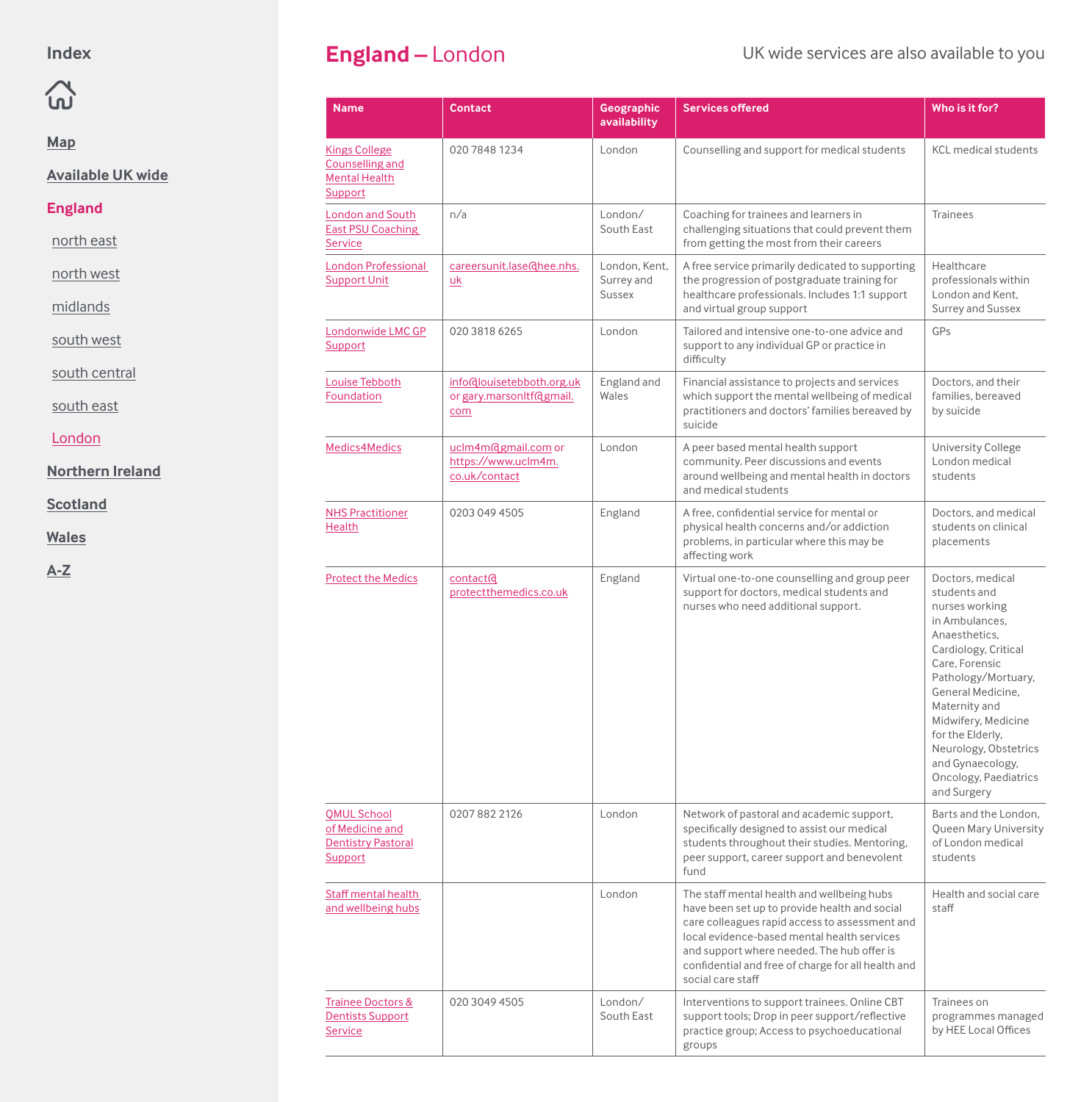Index

Map

Available UK wide

England

north east

north west

midlands

south west

south central

south east

London

Northern Ireland

Scotland

Wales

A-Z

# England – London

UK wide services are also available to you

| Name | Contact | Geographic availability | Services offered | Who is it for? |
|---|---|---|---|---|
| Kings College Counselling and Mental Health Support | 020 7848 1234 | London | Counselling and support for medical students | KCL medical students |
| London and South East PSU Coaching Service | n/a | London/ South East | Coaching for trainees and learners in challenging situations that could prevent them from getting the most from their careers | Trainees |
| London Professional Support Unit | careersunit.lase@hee.nhs.uk | London, Kent, Surrey and Sussex | A free service primarily dedicated to supporting the progression of postgraduate training for healthcare professionals. Includes 1:1 support and virtual group support | Healthcare professionals within London and Kent, Surrey and Sussex |
| Londonwide LMC GP Support | 020 3818 6265 | London | Tailored and intensive one-to-one advice and support to any individual GP or practice in difficulty | GPs |
| Louise Tebboth Foundation | info@louisetebboth.org.uk or gary.marsonltf@gmail.com | England and Wales | Financial assistance to projects and services which support the mental wellbeing of medical practitioners and doctors' families bereaved by suicide | Doctors, and their families, bereaved by suicide |
| Medics4Medics | uclm4m@gmail.com or https://www.uclm4m.co.uk/contact | London | A peer based mental health support community. Peer discussions and events around wellbeing and mental health in doctors and medical students | University College London medical students |
| NHS Practitioner Health | 0203 049 4505 | England | A free, confidential service for mental or physical health concerns and/or addiction problems, in particular where this may be affecting work | Doctors, and medical students on clinical placements |
| Protect the Medics | contact@protectthemedics.co.uk | England | Virtual one-to-one counselling and group peer support for doctors, medical students and nurses who need additional support. | Doctors, medical students and nurses working in Ambulances, Anaesthetics, Cardiology, Critical Care, Forensic Pathology/Mortuary, General Medicine, Maternity and Midwifery, Medicine for the Elderly, Neurology, Obstetrics and Gynaecology, Oncology, Paediatrics and Surgery |
| QMUL School of Medicine and Dentistry Pastoral Support | 0207 882 2126 | London | Network of pastoral and academic support, specifically designed to assist our medical students throughout their studies. Mentoring, peer support, career support and benevolent fund | Barts and the London, Queen Mary University of London medical students |
| Staff mental health and wellbeing hubs | | London | The staff mental health and wellbeing hubs have been set up to provide health and social care colleagues rapid access to assessment and local evidence-based mental health services and support where needed. The hub offer is confidential and free of charge for all health and social care staff | Health and social care staff |
| Trainee Doctors & Dentists Support Service | 020 3049 4505 | London/ South East | Interventions to support trainees. Online CBT support tools; Drop in peer support/reflective practice group; Access to psychoeducational groups | Trainees on programmes managed by HEE Local Offices |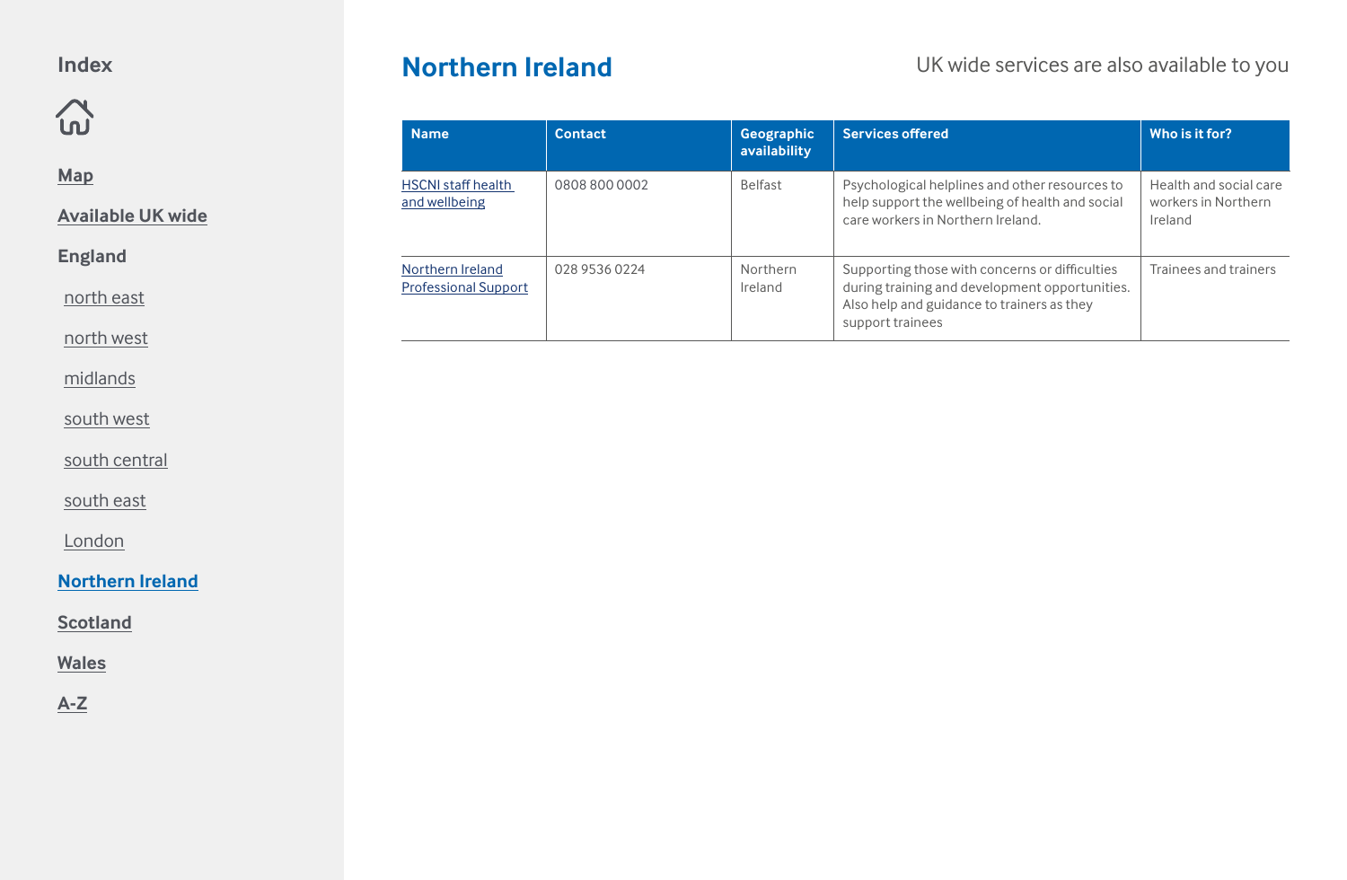Index

Map

Available UK wide

England

north east

north west

midlands

south west

south central

south east

London

Northern Ireland

Scotland

Wales

A-Z

# Northern Ireland

UK wide services are also available to you

| Name | Contact | Geographic availability | Services offered | Who is it for? |
|---|---|---|---|---|
| HSCNI staff health and wellbeing | 0808 800 0002 | Belfast | Psychological helplines and other resources to help support the wellbeing of health and social care workers in Northern Ireland. | Health and social care workers in Northern Ireland |
| Northern Ireland Professional Support | 028 9536 0224 | Northern Ireland | Supporting those with concerns or difficulties during training and development opportunities. Also help and guidance to trainers as they support trainees | Trainees and trainers |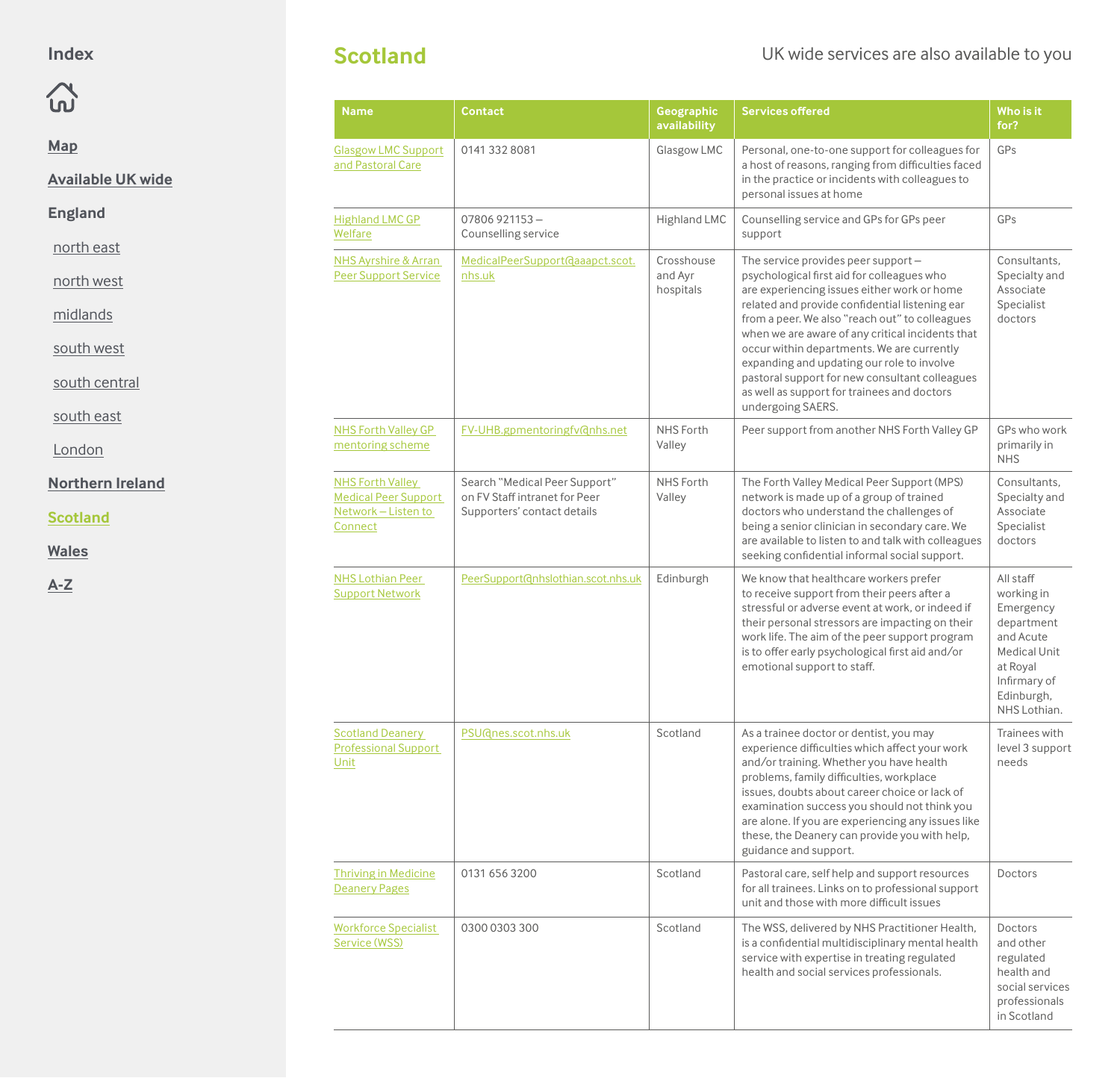## Index

Map

Available UK wide

England

- north east
- north west
- midlands
- south west
- south central
- south east
- London

Northern Ireland

Scotland

Wales

A-Z

# Scotland

UK wide services are also available to you

| Name | Contact | Geographic availability | Services offered | Who is it for? |
|---|---|---|---|---|
| Glasgow LMC Support and Pastoral Care | 0141 332 8081 | Glasgow LMC | Personal, one-to-one support for colleagues for a host of reasons, ranging from difficulties faced in the practice or incidents with colleagues to personal issues at home | GPs |
| Highland LMC GP Welfare | 07806 921153 – Counselling service | Highland LMC | Counselling service and GPs for GPs peer support | GPs |
| NHS Ayrshire & Arran Peer Support Service | MedicalPeerSupport@aaapct.scot.nhs.uk | Crosshouse and Ayr hospitals | The service provides peer support – psychological first aid for colleagues who are experiencing issues either work or home related and provide confidential listening ear from a peer. We also "reach out" to colleagues when we are aware of any critical incidents that occur within departments. We are currently expanding and updating our role to involve pastoral support for new consultant colleagues as well as support for trainees and doctors undergoing SAERS. | Consultants, Specialty and Associate Specialist doctors |
| NHS Forth Valley GP mentoring scheme | FV-UHB.gpmentoringfv@nhs.net | NHS Forth Valley | Peer support from another NHS Forth Valley GP | GPs who work primarily in NHS |
| NHS Forth Valley Medical Peer Support Network – Listen to Connect | Search "Medical Peer Support" on FV Staff intranet for Peer Supporters' contact details | NHS Forth Valley | The Forth Valley Medical Peer Support (MPS) network is made up of a group of trained doctors who understand the challenges of being a senior clinician in secondary care. We are available to listen to and talk with colleagues seeking confidential informal social support. | Consultants, Specialty and Associate Specialist doctors |
| NHS Lothian Peer Support Network | PeerSupport@nhslothian.scot.nhs.uk | Edinburgh | We know that healthcare workers prefer to receive support from their peers after a stressful or adverse event at work, or indeed if their personal stressors are impacting on their work life. The aim of the peer support program is to offer early psychological first aid and/or emotional support to staff. | All staff working in Emergency department and Acute Medical Unit at Royal Infirmary of Edinburgh, NHS Lothian. |
| Scotland Deanery Professional Support Unit | PSU@nes.scot.nhs.uk | Scotland | As a trainee doctor or dentist, you may experience difficulties which affect your work and/or training. Whether you have health problems, family difficulties, workplace issues, doubts about career choice or lack of examination success you should not think you are alone. If you are experiencing any issues like these, the Deanery can provide you with help, guidance and support. | Trainees with level 3 support needs |
| Thriving in Medicine Deanery Pages | 0131 656 3200 | Scotland | Pastoral care, self help and support resources for all trainees. Links on to professional support unit and those with more difficult issues | Doctors |
| Workforce Specialist Service (WSS) | 0300 0303 300 | Scotland | The WSS, delivered by NHS Practitioner Health, is a confidential multidisciplinary mental health service with expertise in treating regulated health and social services professionals. | Doctors and other regulated health and social services professionals in Scotland |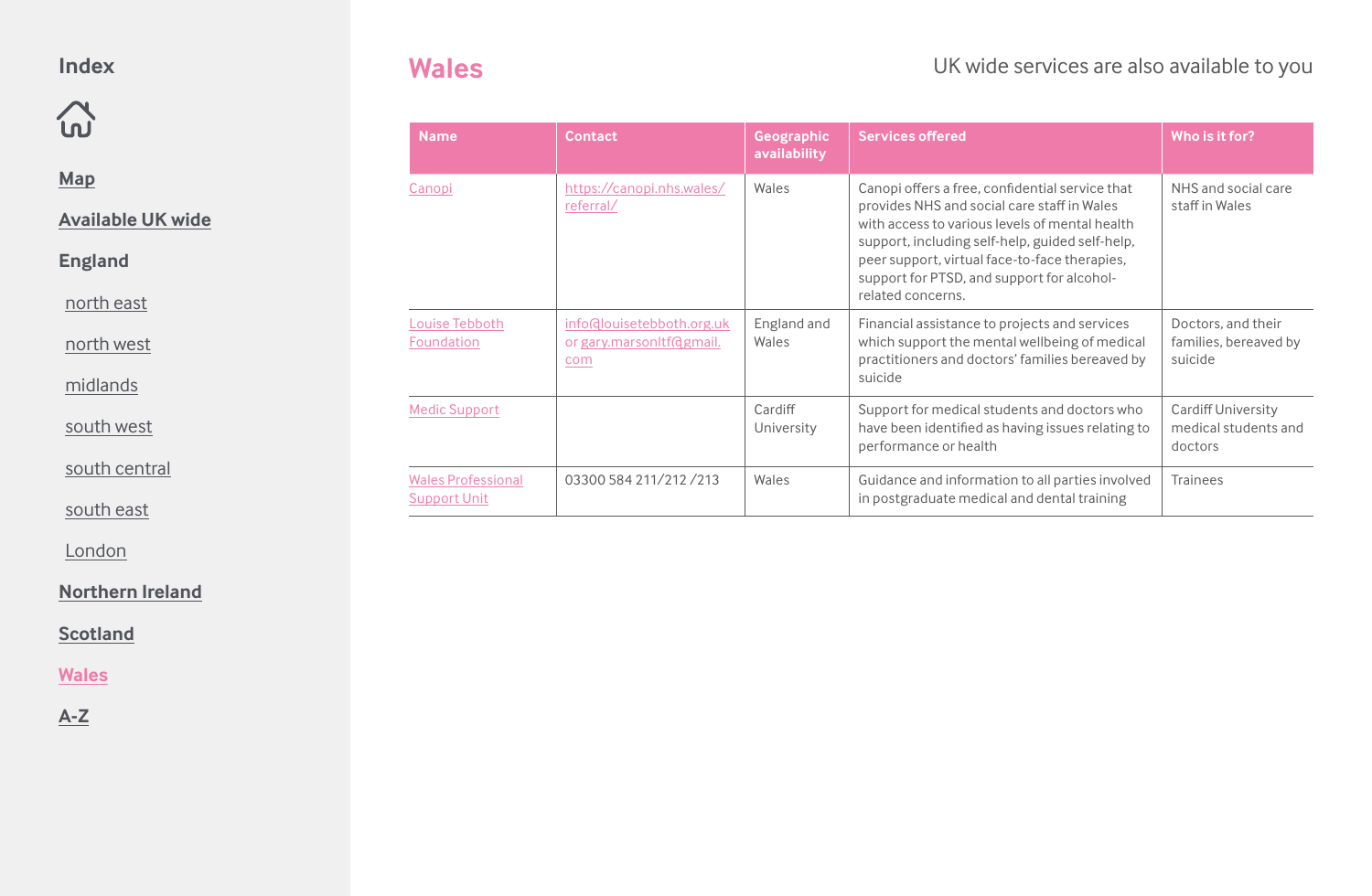## Index

- Map
- Available UK wide
- England
  - north east
  - north west
  - midlands
  - south west
  - south central
  - south east
  - London
- Northern Ireland
- Scotland
- Wales
- A-Z

# Wales

UK wide services are also available to you

| Name | Contact | Geographic availability | Services offered | Who is it for? |
|---|---|---|---|---|
| Canopi | https://canopi.nhs.wales/referral/ | Wales | Canopi offers a free, confidential service that provides NHS and social care staff in Wales with access to various levels of mental health support, including self-help, guided self-help, peer support, virtual face-to-face therapies, support for PTSD, and support for alcohol-related concerns. | NHS and social care staff in Wales |
| Louise Tebboth Foundation | info@louisetebboth.org.uk or gary.marsonltf@gmail.com | England and Wales | Financial assistance to projects and services which support the mental wellbeing of medical practitioners and doctors' families bereaved by suicide | Doctors, and their families, bereaved by suicide |
| Medic Support | | Cardiff University | Support for medical students and doctors who have been identified as having issues relating to performance or health | Cardiff University medical students and doctors |
| Wales Professional Support Unit | 03300 584 211/212 /213 | Wales | Guidance and information to all parties involved in postgraduate medical and dental training | Trainees |